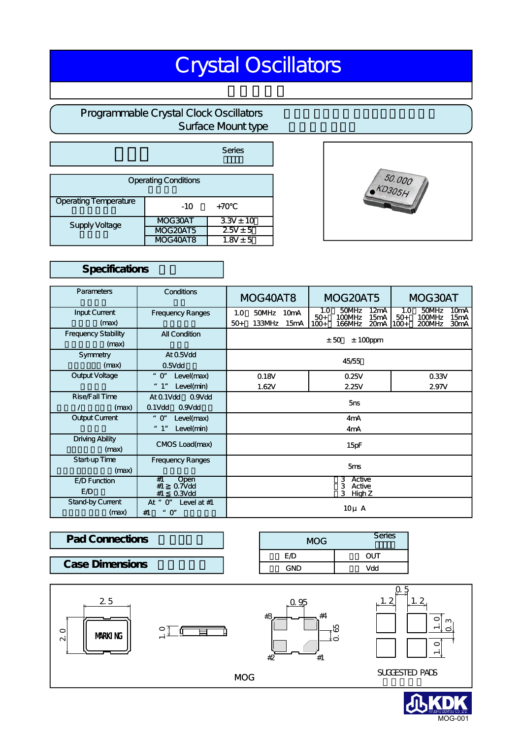# Crystal Oscillators

## Programmable Crystal Clock Oscillators
## Surface Mount type

Series

| Operating Conditions | | |
|---|---|---|
| Operating Temperature | -10 +70℃ | |
| Supply Voltage | MOG30AT | 3.3V ± 10 |
| | MOG20AT5 | 2.5V ± 5 |
| | MOG40AT8 | 1.8V ± 5 |

## Specifications

| Parameters | Conditions | MOG40AT8 | MOG20AT5 | MOG30AT |
|---|---|---|---|---|
| Input Current (max) | Frequency Ranges | 1.0 50MHz 10mA<br>50+ 133MHz 15mA | 1.0 50MHz 12mA<br>50+ 100MHz 15mA<br>100+ 166MHz 20mA | 1.0 50MHz 10mA<br>50+ 100MHz 15mA<br>100+ 200MHz 30mA |
| Frequency Stability (max) | All Condition | ± 50 ± 100ppm | | |
| Symmetry (max) | At 0.5Vdd<br>0.5Vdd | 45/55 | | |
| Output Voltage | "0" Level(max) | 0.18V | 0.25V | 0.33V |
| | "1" Level(min) | 1.62V | 2.25V | 2.97V |
| Rise/Fall Time / (max) | At 0.1Vdd 0.9Vdd<br>0.1Vdd 0.9Vdd | 5ns | | |
| Output Current | "0" Level(max) | 4mA | | |
| | "1" Level(min) | 4mA | | |
| Driving Ability (max) | CMOS Load(max) | 15pF | | |
| Start-up Time (max) | Frequency Ranges | 5ms | | |
| E/D Function<br>E/D | #1 Open<br>#1 ≧ 0.7Vdd<br>#1 ≦ 0.3Vdd | 3 Active<br>3 Active<br>3 High Z | | |
| Stand-by Current (max) | At "0" Level at #1<br>#1 "0" | 10μA | | |

## Pad Connections

| MOG Series | |
|---|---|
| E/D | OUT |
| GND | Vdd |

## Case Dimensions

2.5, 2.0, MARKING, 1.0, 0.95, #3, #4, 0.65, #2, #1, 0.5, 1.2, 1.2, 1.0, 0.3, 1.0

MOG

SUGGESTED PADS

MOG-001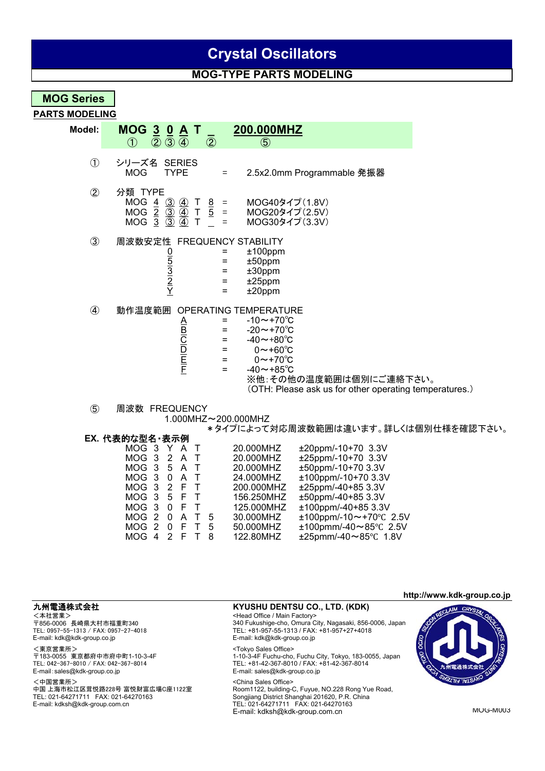# Crystal Oscillators

## MOG-TYPE PARTS MODELING

### MOG Series

**PARTS MODELING**

**Model:** **MOG 3 0 A T _ 200.000MHZ**
① ② ③ ④ ② ⑤

① シリーズ名 SERIES

| | | |
|---|---|---|
| MOG TYPE | = | 2.5x2.0mm Programmable 発振器 |

② 分類 TYPE

| | | |
|---|---|---|
| MOG 4 ③ ④ T 8 | = | MOG40タイプ(1.8V) |
| MOG 2 ③ ④ T 5 | = | MOG20タイプ(2.5V) |
| MOG 3 ③ ④ T _ | = | MOG30タイプ(3.3V) |

③ 周波数安定性 FREQUENCY STABILITY

| | | |
|---|---|---|
| 0 | = | ±100ppm |
| 5 | = | ±50ppm |
| 3 | = | ±30ppm |
| 2 | = | ±25ppm |
| Y | = | ±20ppm |

④ 動作温度範囲 OPERATING TEMPERATURE

| | | |
|---|---|---|
| A | = | -10～+70℃ |
| B | = | -20～+70℃ |
| C | = | -40～+80℃ |
| D | = | 0～+60℃ |
| E | = | 0～+70℃ |
| F | = | -40～+85℃ |

※他:その他の温度範囲は個別にご連絡下さい。
(OTH: Please ask us for other operating temperatures.)

⑤ 周波数 FREQUENCY

1.000MHZ～200.000MHZ

＊タイプによって対応周波数範囲は違います。詳しくは個別仕様を確認下さい。

**EX. 代表的な型名・表示例**

| | | |
|---|---|---|
| MOG 3 Y A T | 20.000MHZ | ±20ppm/-10+70 3.3V |
| MOG 3 2 A T | 20.000MHZ | ±25ppm/-10+70 3.3V |
| MOG 3 5 A T | 20.000MHZ | ±50ppm/-10+70 3.3V |
| MOG 3 0 A T | 24.000MHZ | ±100ppm/-10+70 3.3V |
| MOG 3 2 F T | 200.000MHZ | ±25ppm/-40+85 3.3V |
| MOG 3 5 F T | 156.250MHZ | ±50ppm/-40+85 3.3V |
| MOG 3 0 F T | 125.000MHZ | ±100ppm/-40+85 3.3V |
| MOG 2 0 A T 5 | 30.000MHZ | ±100ppm/-10～+70℃ 2.5V |
| MOG 2 0 F T 5 | 50.000MHZ | ±100pmm/-40～85℃ 2.5V |
| MOG 4 2 F T 8 | 122.80MHZ | ±25pmm/-40～85℃ 1.8V |

http://www.kdk-group.co.jp

**九州電通株式会社**
<本社営業>
〒856-0006 長崎県大村市福重町340
TEL: 0957-55-1313 / FAX: 0957-27-4018
E-mail: kdk@kdk-group.co.jp

<東京営業所>
〒183-0055 東京都府中市府中町1-10-3-4F
TEL: 042-367-8010 / FAX: 042-367-8014
E-mail: sales@kdk-group.co.jp

<中国営業所>
中国 上海市松江区茸悦路228号 富悦財富広場C座1122室
TEL: 021-64271711 FAX: 021-64270163
E-mail: kdksh@kdk-group.com.cn

**KYUSHU DENTSU CO., LTD. (KDK)**
<Head Office / Main Factory>
340 Fukushige-cho, Omura City, Nagasaki, 856-0006, Japan
TEL: +81-957-55-1313 / FAX: +81-957+27+4018
E-mail: kdk@kdk-group.co.jp

<Tokyo Sales Office>
1-10-3-4F Fuchu-cho, Fuchu City, Tokyo, 183-0055, Japan
TEL: +81-42-367-8010 / FAX: +81-42-367-8014
E-mail: sales@kdk-group.co.jp

<China Sales Office>
Room1122, building-C, Fuyue, NO.228 Rong Yue Road,
Songjiang District Shanghai 201620, P.R. China
TEL: 021-64271711 FAX: 021-64270163
E-mail: kdksh@kdk-group.com.cn

MOG-M003